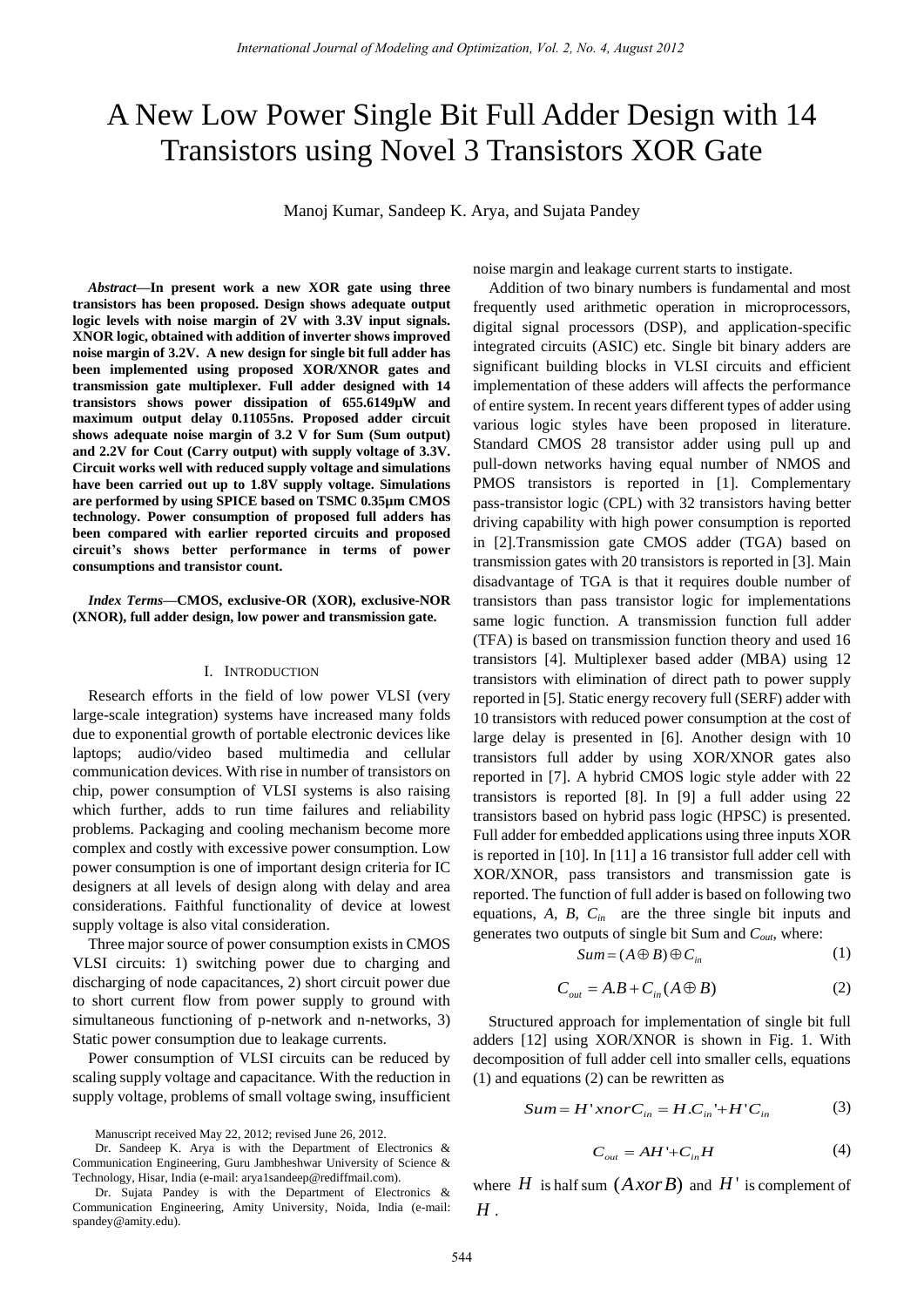# A New Low Power Single Bit Full Adder Design with 14 Transistors using Novel 3 Transistors XOR Gate

Manoj Kumar, Sandeep K. Arya, and Sujata Pandey

***Abstract*—In present work a new XOR gate using three transistors has been proposed. Design shows adequate output logic levels with noise margin of 2V with 3.3V input signals. XNOR logic, obtained with addition of inverter shows improved noise margin of 3.2V. A new design for single bit full adder has been implemented using proposed XOR/XNOR gates and transmission gate multiplexer. Full adder designed with 14 transistors shows power dissipation of 655.6149μW and maximum output delay 0.11055ns. Proposed adder circuit shows adequate noise margin of 3.2 V for Sum (Sum output) and 2.2V for Cout (Carry output) with supply voltage of 3.3V. Circuit works well with reduced supply voltage and simulations have been carried out up to 1.8V supply voltage. Simulations are performed by using SPICE based on TSMC 0.35μm CMOS technology. Power consumption of proposed full adders has been compared with earlier reported circuits and proposed circuit's shows better performance in terms of power consumptions and transistor count.**

***Index Terms*—CMOS, exclusive-OR (XOR), exclusive-NOR (XNOR), full adder design, low power and transmission gate.**

## I. Introduction

Research efforts in the field of low power VLSI (very large-scale integration) systems have increased many folds due to exponential growth of portable electronic devices like laptops; audio/video based multimedia and cellular communication devices. With rise in number of transistors on chip, power consumption of VLSI systems is also raising which further, adds to run time failures and reliability problems. Packaging and cooling mechanism become more complex and costly with excessive power consumption. Low power consumption is one of important design criteria for IC designers at all levels of design along with delay and area considerations. Faithful functionality of device at lowest supply voltage is also vital consideration.

Three major source of power consumption exists in CMOS VLSI circuits: 1) switching power due to charging and discharging of node capacitances, 2) short circuit power due to short current flow from power supply to ground with simultaneous functioning of p-network and n-networks, 3) Static power consumption due to leakage currents.

Power consumption of VLSI circuits can be reduced by scaling supply voltage and capacitance. With the reduction in supply voltage, problems of small voltage swing, insufficient noise margin and leakage current starts to instigate.

Addition of two binary numbers is fundamental and most frequently used arithmetic operation in microprocessors, digital signal processors (DSP), and application-specific integrated circuits (ASIC) etc. Single bit binary adders are significant building blocks in VLSI circuits and efficient implementation of these adders will affects the performance of entire system. In recent years different types of adder using various logic styles have been proposed in literature. Standard CMOS 28 transistor adder using pull up and pull-down networks having equal number of NMOS and PMOS transistors is reported in [1]. Complementary pass-transistor logic (CPL) with 32 transistors having better driving capability with high power consumption is reported in [2].Transmission gate CMOS adder (TGA) based on transmission gates with 20 transistors is reported in [3]. Main disadvantage of TGA is that it requires double number of transistors than pass transistor logic for implementations same logic function. A transmission function full adder (TFA) is based on transmission function theory and used 16 transistors [4]. Multiplexer based adder (MBA) using 12 transistors with elimination of direct path to power supply reported in [5]. Static energy recovery full (SERF) adder with 10 transistors with reduced power consumption at the cost of large delay is presented in [6]. Another design with 10 transistors full adder by using XOR/XNOR gates also reported in [7]. A hybrid CMOS logic style adder with 22 transistors is reported [8]. In [9] a full adder using 22 transistors based on hybrid pass logic (HPSC) is presented. Full adder for embedded applications using three inputs XOR is reported in [10]. In [11] a 16 transistor full adder cell with XOR/XNOR, pass transistors and transmission gate is reported. The function of full adder is based on following two equations, $A$, $B$, $C_{in}$ are the three single bit inputs and generates two outputs of single bit Sum and $C_{out}$, where:

$$Sum = (A \oplus B) \oplus C_{in} \tag{1}$$

$$C_{out} = A.B + C_{in}(A \oplus B) \tag{2}$$

Structured approach for implementation of single bit full adders [12] using XOR/XNOR is shown in Fig. 1. With decomposition of full adder cell into smaller cells, equations (1) and equations (2) can be rewritten as

$$Sum = H' \, xnor \, C_{in} = H.C_{in}' + H'C_{in} \tag{3}$$

$$C_{out} = AH' + C_{in}H \tag{4}$$

where $H$ is half sum $(A xor B)$ and $H'$ is complement of $H$.

Manuscript received May 22, 2012; revised June 26, 2012.

Dr. Sandeep K. Arya is with the Department of Electronics & Communication Engineering, Guru Jambheshwar University of Science & Technology, Hisar, India (e-mail: arya1sandeep@rediffmail.com).

Dr. Sujata Pandey is with the Department of Electronics & Communication Engineering, Amity University, Noida, India (e-mail: spandey@amity.edu).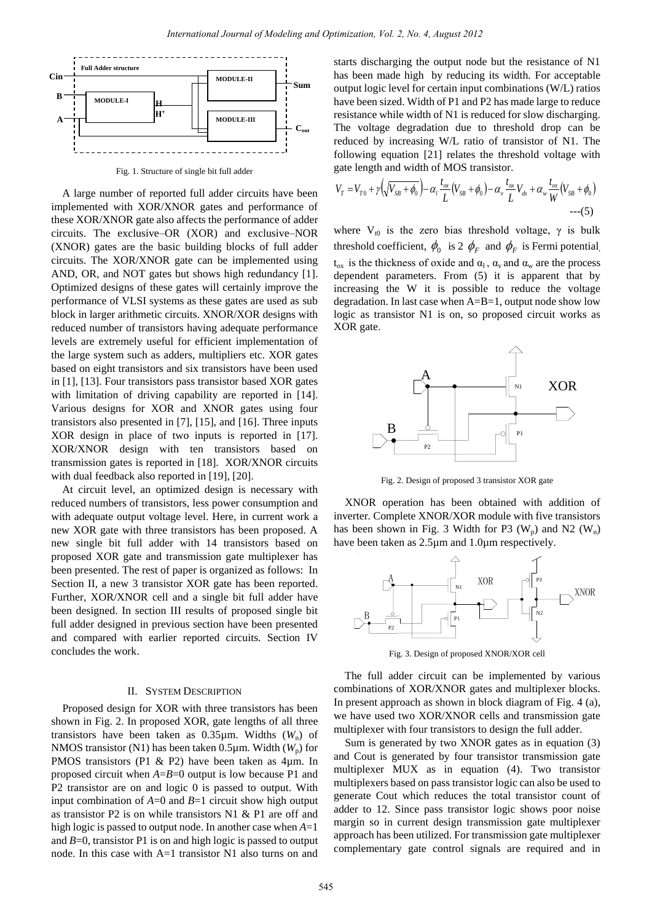Fig. 1. Structure of single bit full adder

A large number of reported full adder circuits have been implemented with XOR/XNOR gates and performance of these XOR/XNOR gate also affects the performance of adder circuits. The exclusive–OR (XOR) and exclusive–NOR (XNOR) gates are the basic building blocks of full adder circuits. The XOR/XNOR gate can be implemented using AND, OR, and NOT gates but shows high redundancy [1]. Optimized designs of these gates will certainly improve the performance of VLSI systems as these gates are used as sub block in larger arithmetic circuits. XNOR/XOR designs with reduced number of transistors having adequate performance levels are extremely useful for efficient implementation of the large system such as adders, multipliers etc. XOR gates based on eight transistors and six transistors have been used in [1], [13]. Four transistors pass transistor based XOR gates with limitation of driving capability are reported in [14]. Various designs for XOR and XNOR gates using four transistors also presented in [7], [15], and [16]. Three inputs XOR design in place of two inputs is reported in [17]. XOR/XNOR design with ten transistors based on transmission gates is reported in [18]. XOR/XNOR circuits with dual feedback also reported in [19], [20].

At circuit level, an optimized design is necessary with reduced numbers of transistors, less power consumption and with adequate output voltage level. Here, in current work a new XOR gate with three transistors has been proposed. A new single bit full adder with 14 transistors based on proposed XOR gate and transmission gate multiplexer has been presented. The rest of paper is organized as follows: In Section II, a new 3 transistor XOR gate has been reported. Further, XOR/XNOR cell and a single bit full adder have been designed. In section III results of proposed single bit full adder designed in previous section have been presented and compared with earlier reported circuits. Section IV concludes the work.

## II. System Description

Proposed design for XOR with three transistors has been shown in Fig. 2. In proposed XOR, gate lengths of all three transistors have been taken as 0.35µm. Widths ($W_n$) of NMOS transistor (N1) has been taken 0.5µm. Width ($W_p$) for PMOS transistors (P1 & P2) have been taken as 4µm. In proposed circuit when $A$=$B$=0 output is low because P1 and P2 transistor are on and logic 0 is passed to output. With input combination of $A$=0 and $B$=1 circuit show high output as transistor P2 is on while transistors N1 & P1 are off and high logic is passed to output node. In another case when $A$=1 and $B$=0, transistor P1 is on and high logic is passed to output node. In this case with A=1 transistor N1 also turns on and starts discharging the output node but the resistance of N1 has been made high by reducing its width. For acceptable output logic level for certain input combinations (W/L) ratios have been sized. Width of P1 and P2 has made large to reduce resistance while width of N1 is reduced for slow discharging. The voltage degradation due to threshold drop can be reduced by increasing W/L ratio of transistor of N1. The following equation [21] relates the threshold voltage with gate length and width of MOS transistor.

$$V_T = V_{T0} + \gamma\left(\sqrt{V_{SB} + \phi_0}\right) - \alpha_l \frac{t_{ox}}{L}\left(V_{SB} + \phi_0\right) - \alpha_v \frac{t_{ox}}{L} V_{ds} + \alpha_w \frac{t_{ox}}{W}\left(V_{SB} + \phi_0\right) \quad \text{---(5)}$$

where $V_{t0}$ is the zero bias threshold voltage, $\gamma$ is bulk threshold coefficient, $\phi_0$ is 2 $\phi_F$ and $\phi_F$ is Fermi potential, $t_{ox}$ is the thickness of oxide and $\alpha_l$, $\alpha_v$ and $\alpha_w$ are the process dependent parameters. From (5) it is apparent that by increasing the W it is possible to reduce the voltage degradation. In last case when A=B=1, output node show low logic as transistor N1 is on, so proposed circuit works as XOR gate.

Fig. 2. Design of proposed 3 transistor XOR gate

XNOR operation has been obtained with addition of inverter. Complete XNOR/XOR module with five transistors has been shown in Fig. 3 Width for P3 ($W_p$) and N2 ($W_n$) have been taken as 2.5µm and 1.0µm respectively.

Fig. 3. Design of proposed XNOR/XOR cell

The full adder circuit can be implemented by various combinations of XOR/XNOR gates and multiplexer blocks. In present approach as shown in block diagram of Fig. 4 (a), we have used two XOR/XNOR cells and transmission gate multiplexer with four transistors to design the full adder.

Sum is generated by two XNOR gates as in equation (3) and Cout is generated by four transistor transmission gate multiplexer MUX as in equation (4). Two transistor multiplexers based on pass transistor logic can also be used to generate Cout which reduces the total transistor count of adder to 12. Since pass transistor logic shows poor noise margin so in current design transmission gate multiplexer approach has been utilized. For transmission gate multiplexer complementary gate control signals are required and in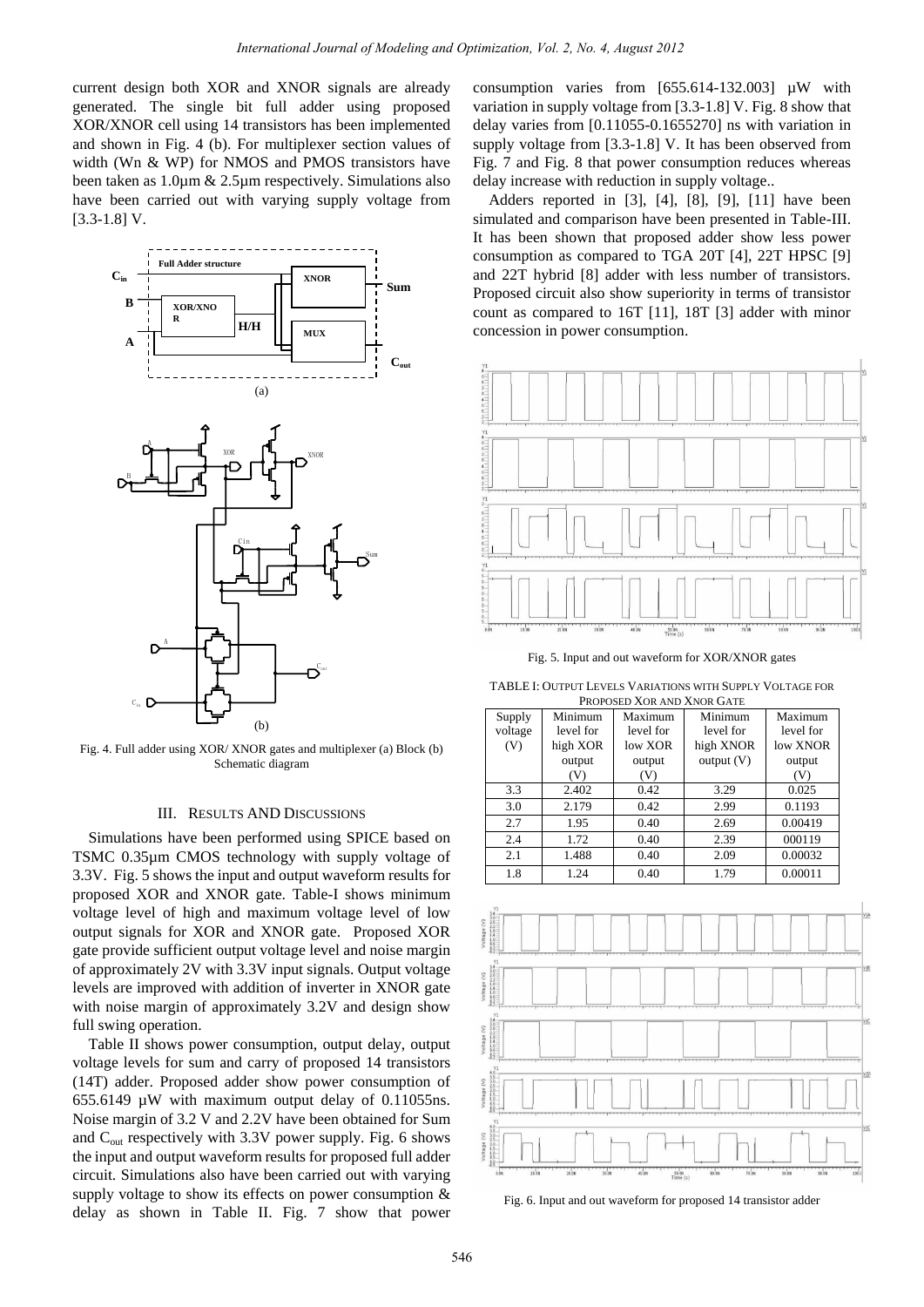current design both XOR and XNOR signals are already generated. The single bit full adder using proposed XOR/XNOR cell using 14 transistors has been implemented and shown in Fig. 4 (b). For multiplexer section values of width (Wn & WP) for NMOS and PMOS transistors have been taken as 1.0µm & 2.5µm respectively. Simulations also have been carried out with varying supply voltage from [3.3-1.8] V.

Fig. 4. Full adder using XOR/ XNOR gates and multiplexer (a) Block (b) Schematic diagram

## III. RESULTS AND DISCUSSIONS

Simulations have been performed using SPICE based on TSMC 0.35µm CMOS technology with supply voltage of 3.3V. Fig. 5 shows the input and output waveform results for proposed XOR and XNOR gate. Table-I shows minimum voltage level of high and maximum voltage level of low output signals for XOR and XNOR gate. Proposed XOR gate provide sufficient output voltage level and noise margin of approximately 2V with 3.3V input signals. Output voltage levels are improved with addition of inverter in XNOR gate with noise margin of approximately 3.2V and design show full swing operation.

Table II shows power consumption, output delay, output voltage levels for sum and carry of proposed 14 transistors (14T) adder. Proposed adder show power consumption of 655.6149 µW with maximum output delay of 0.11055ns. Noise margin of 3.2 V and 2.2V have been obtained for Sum and $C_{out}$ respectively with 3.3V power supply. Fig. 6 shows the input and output waveform results for proposed full adder circuit. Simulations also have been carried out with varying supply voltage to show its effects on power consumption & delay as shown in Table II. Fig. 7 show that power consumption varies from [655.614-132.003] µW with variation in supply voltage from [3.3-1.8] V. Fig. 8 show that delay varies from [0.11055-0.1655270] ns with variation in supply voltage from [3.3-1.8] V. It has been observed from Fig. 7 and Fig. 8 that power consumption reduces whereas delay increase with reduction in supply voltage..

Adders reported in [3], [4], [8], [9], [11] have been simulated and comparison have been presented in Table-III. It has been shown that proposed adder show less power consumption as compared to TGA 20T [4], 22T HPSC [9] and 22T hybrid [8] adder with less number of transistors. Proposed circuit also show superiority in terms of transistor count as compared to 16T [11], 18T [3] adder with minor concession in power consumption.

Fig. 5. Input and out waveform for XOR/XNOR gates

TABLE I: OUTPUT LEVELS VARIATIONS WITH SUPPLY VOLTAGE FOR PROPOSED XOR AND XNOR GATE

| Supply voltage (V) | Minimum level for high XOR output (V) | Maximum level for low XOR output (V) | Minimum level for high XNOR output (V) | Maximum level for low XNOR output (V) |
|---|---|---|---|---|
| 3.3 | 2.402 | 0.42 | 3.29 | 0.025 |
| 3.0 | 2.179 | 0.42 | 2.99 | 0.1193 |
| 2.7 | 1.95 | 0.40 | 2.69 | 0.00419 |
| 2.4 | 1.72 | 0.40 | 2.39 | 000119 |
| 2.1 | 1.488 | 0.40 | 2.09 | 0.00032 |
| 1.8 | 1.24 | 0.40 | 1.79 | 0.00011 |

Fig. 6. Input and out waveform for proposed 14 transistor adder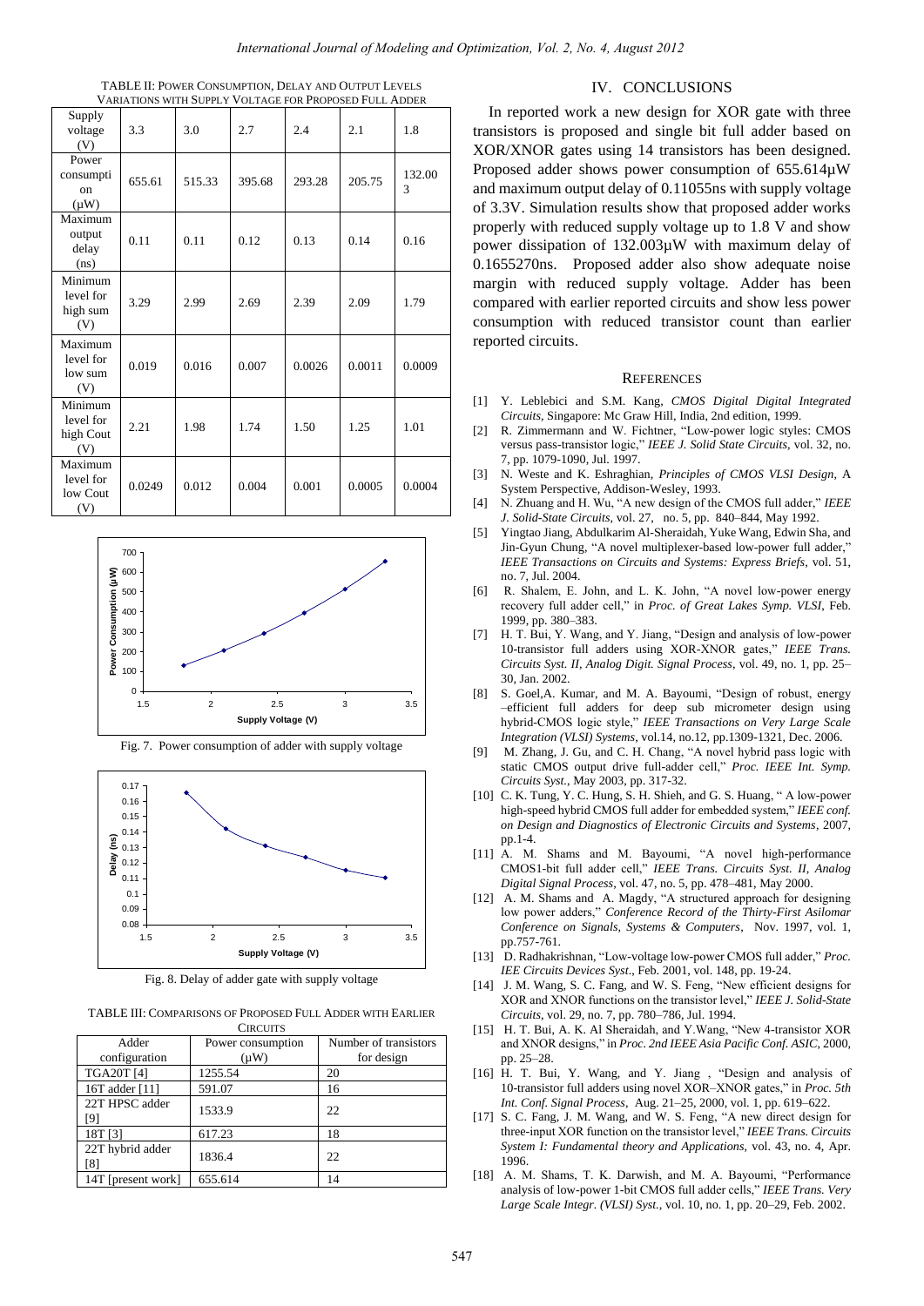TABLE II: POWER CONSUMPTION, DELAY AND OUTPUT LEVELS VARIATIONS WITH SUPPLY VOLTAGE FOR PROPOSED FULL ADDER

| Supply voltage (V) | 3.3 | 3.0 | 2.7 | 2.4 | 2.1 | 1.8 |
|---|---|---|---|---|---|---|
| Power consumption (μW) | 655.61 | 515.33 | 395.68 | 293.28 | 205.75 | 132.003 |
| Maximum output delay (ns) | 0.11 | 0.11 | 0.12 | 0.13 | 0.14 | 0.16 |
| Minimum level for high sum (V) | 3.29 | 2.99 | 2.69 | 2.39 | 2.09 | 1.79 |
| Maximum level for low sum (V) | 0.019 | 0.016 | 0.007 | 0.0026 | 0.0011 | 0.0009 |
| Minimum level for high Cout (V) | 2.21 | 1.98 | 1.74 | 1.50 | 1.25 | 1.01 |
| Maximum level for low Cout (V) | 0.0249 | 0.012 | 0.004 | 0.001 | 0.0005 | 0.0004 |

Fig. 7. Power consumption of adder with supply voltage

Fig. 8. Delay of adder gate with supply voltage

TABLE III: COMPARISONS OF PROPOSED FULL ADDER WITH EARLIER CIRCUITS

| Adder configuration | Power consumption (μW) | Number of transistors for design |
|---|---|---|
| TGA20T [4] | 1255.54 | 20 |
| 16T adder [11] | 591.07 | 16 |
| 22T HPSC adder [9] | 1533.9 | 22 |
| 18T [3] | 617.23 | 18 |
| 22T hybrid adder [8] | 1836.4 | 22 |
| 14T [present work] | 655.614 | 14 |

## IV. CONCLUSIONS

In reported work a new design for XOR gate with three transistors is proposed and single bit full adder based on XOR/XNOR gates using 14 transistors has been designed. Proposed adder shows power consumption of 655.614μW and maximum output delay of 0.11055ns with supply voltage of 3.3V. Simulation results show that proposed adder works properly with reduced supply voltage up to 1.8 V and show power dissipation of 132.003μW with maximum delay of 0.1655270ns. Proposed adder also show adequate noise margin with reduced supply voltage. Adder has been compared with earlier reported circuits and show less power consumption with reduced transistor count than earlier reported circuits.

## REFERENCES

[1] Y. Leblebici and S.M. Kang, *CMOS Digital Digital Integrated Circuits*, Singapore: Mc Graw Hill, India, 2nd edition, 1999.

[2] R. Zimmermann and W. Fichtner, "Low-power logic styles: CMOS versus pass-transistor logic," *IEEE J. Solid State Circuits*, vol. 32, no. 7, pp. 1079-1090, Jul. 1997.

[3] N. Weste and K. Eshraghian, *Principles of CMOS VLSI Design*, A System Perspective, Addison-Wesley, 1993.

[4] N. Zhuang and H. Wu, "A new design of the CMOS full adder," *IEEE J. Solid-State Circuits*, vol. 27, no. 5, pp. 840–844, May 1992.

[5] Yingtao Jiang, Abdulkarim Al-Sheraidah, Yuke Wang, Edwin Sha, and Jin-Gyun Chung, "A novel multiplexer-based low-power full adder," *IEEE Transactions on Circuits and Systems: Express Briefs*, vol. 51, no. 7, Jul. 2004.

[6] R. Shalem, E. John, and L. K. John, "A novel low-power energy recovery full adder cell," in *Proc. of Great Lakes Symp. VLSI*, Feb. 1999, pp. 380–383.

[7] H. T. Bui, Y. Wang, and Y. Jiang, "Design and analysis of low-power 10-transistor full adders using XOR-XNOR gates," *IEEE Trans. Circuits Syst. II, Analog Digit. Signal Process*, vol. 49, no. 1, pp. 25–30, Jan. 2002.

[8] S. Goel,A. Kumar, and M. A. Bayoumi, "Design of robust, energy –efficient full adders for deep sub micrometer design using hybrid-CMOS logic style," *IEEE Transactions on Very Large Scale Integration (VLSI) Systems*, vol.14, no.12, pp.1309-1321, Dec. 2006.

[9] M. Zhang, J. Gu, and C. H. Chang, "A novel hybrid pass logic with static CMOS output drive full-adder cell," *Proc. IEEE Int. Symp. Circuits Syst.*, May 2003, pp. 317-32.

[10] C. K. Tung, Y. C. Hung, S. H. Shieh, and G. S. Huang, " A low-power high-speed hybrid CMOS full adder for embedded system," *IEEE conf. on Design and Diagnostics of Electronic Circuits and Systems*, 2007, pp.1-4.

[11] A. M. Shams and M. Bayoumi, "A novel high-performance CMOS1-bit full adder cell," *IEEE Trans. Circuits Syst. II, Analog Digital Signal Process*, vol. 47, no. 5, pp. 478–481, May 2000.

[12] A. M. Shams and A. Magdy, "A structured approach for designing low power adders," *Conference Record of the Thirty-First Asilomar Conference on Signals, Systems & Computers*, Nov. 1997, vol. 1, pp.757-761.

[13] D. Radhakrishnan, "Low-voltage low-power CMOS full adder," *Proc. IEE Circuits Devices Syst*., Feb. 2001, vol. 148, pp. 19-24.

[14] J. M. Wang, S. C. Fang, and W. S. Feng, "New efficient designs for XOR and XNOR functions on the transistor level," *IEEE J. Solid-State Circuits*, vol. 29, no. 7, pp. 780–786, Jul. 1994.

[15] H. T. Bui, A. K. Al Sheraidah, and Y.Wang, "New 4-transistor XOR and XNOR designs," in *Proc. 2nd IEEE Asia Pacific Conf. ASIC*, 2000, pp. 25–28.

[16] H. T. Bui, Y. Wang, and Y. Jiang , "Design and analysis of 10-transistor full adders using novel XOR–XNOR gates," in *Proc. 5th Int. Conf. Signal Process*, Aug. 21–25, 2000, vol. 1, pp. 619–622.

[17] S. C. Fang, J. M. Wang, and W. S. Feng, "A new direct design for three-input XOR function on the transistor level," *IEEE Trans. Circuits System I: Fundamental theory and Applications*, vol. 43, no. 4, Apr. 1996.

[18] A. M. Shams, T. K. Darwish, and M. A. Bayoumi, "Performance analysis of low-power 1-bit CMOS full adder cells," *IEEE Trans. Very Large Scale Integr. (VLSI) Syst.*, vol. 10, no. 1, pp. 20–29, Feb. 2002.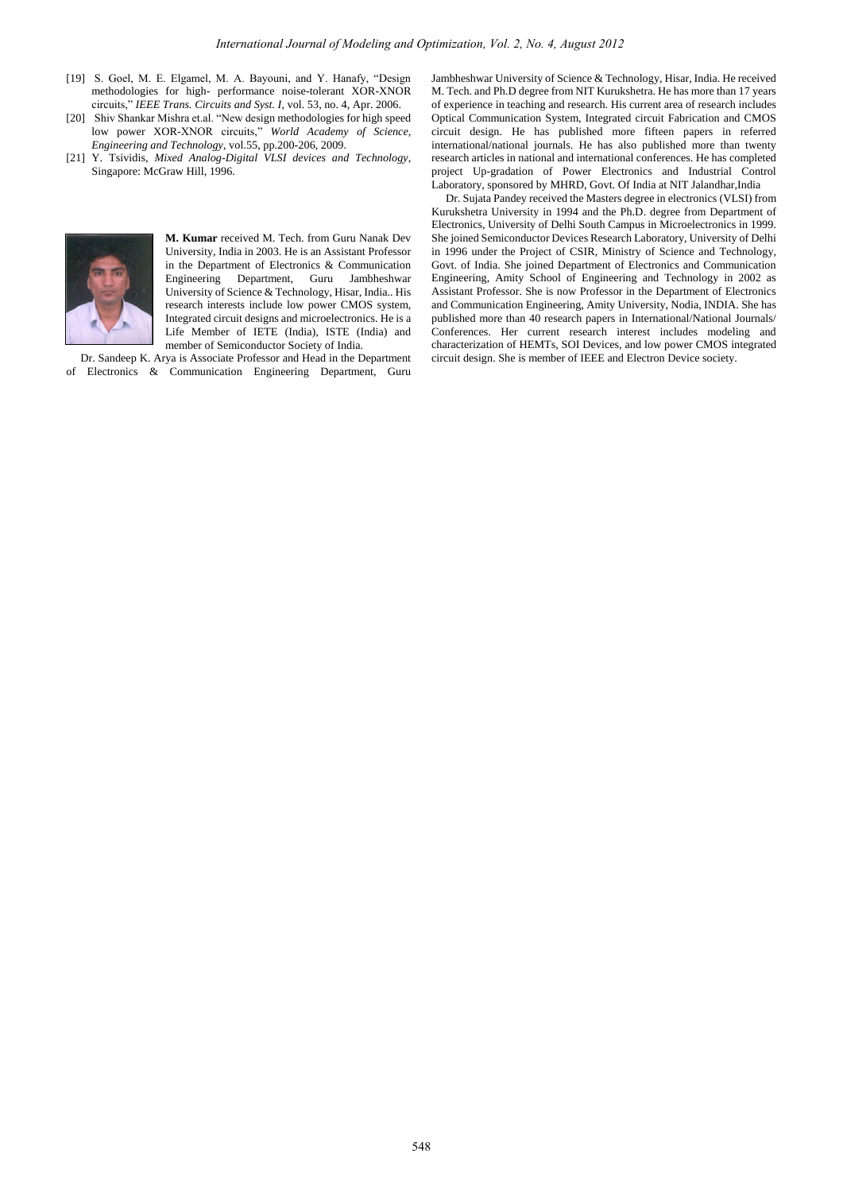[19] S. Goel, M. E. Elgamel, M. A. Bayouni, and Y. Hanafy, "Design methodologies for high- performance noise-tolerant XOR-XNOR circuits," *IEEE Trans. Circuits and Syst. I*, vol. 53, no. 4, Apr. 2006.

[20] Shiv Shankar Mishra et.al. "New design methodologies for high speed low power XOR-XNOR circuits," *World Academy of Science, Engineering and Technology*, vol.55, pp.200-206, 2009.

[21] Y. Tsividis, *Mixed Analog-Digital VLSI devices and Technology*, Singapore: McGraw Hill, 1996.

**M. Kumar** received M. Tech. from Guru Nanak Dev University, India in 2003. He is an Assistant Professor in the Department of Electronics & Communication Engineering Department, Guru Jambheshwar University of Science & Technology, Hisar, India.. His research interests include low power CMOS system, Integrated circuit designs and microelectronics. He is a Life Member of IETE (India), ISTE (India) and member of Semiconductor Society of India.

Dr. Sandeep K. Arya is Associate Professor and Head in the Department of Electronics & Communication Engineering Department, Guru Jambheshwar University of Science & Technology, Hisar, India. He received M. Tech. and Ph.D degree from NIT Kurukshetra. He has more than 17 years of experience in teaching and research. His current area of research includes Optical Communication System, Integrated circuit Fabrication and CMOS circuit design. He has published more fifteen papers in referred international/national journals. He has also published more than twenty research articles in national and international conferences. He has completed project Up-gradation of Power Electronics and Industrial Control Laboratory, sponsored by MHRD, Govt. Of India at NIT Jalandhar,India

Dr. Sujata Pandey received the Masters degree in electronics (VLSI) from Kurukshetra University in 1994 and the Ph.D. degree from Department of Electronics, University of Delhi South Campus in Microelectronics in 1999. She joined Semiconductor Devices Research Laboratory, University of Delhi in 1996 under the Project of CSIR, Ministry of Science and Technology, Govt. of India. She joined Department of Electronics and Communication Engineering, Amity School of Engineering and Technology in 2002 as Assistant Professor. She is now Professor in the Department of Electronics and Communication Engineering, Amity University, Nodia, INDIA. She has published more than 40 research papers in International/National Journals/ Conferences. Her current research interest includes modeling and characterization of HEMTs, SOI Devices, and low power CMOS integrated circuit design. She is member of IEEE and Electron Device society.